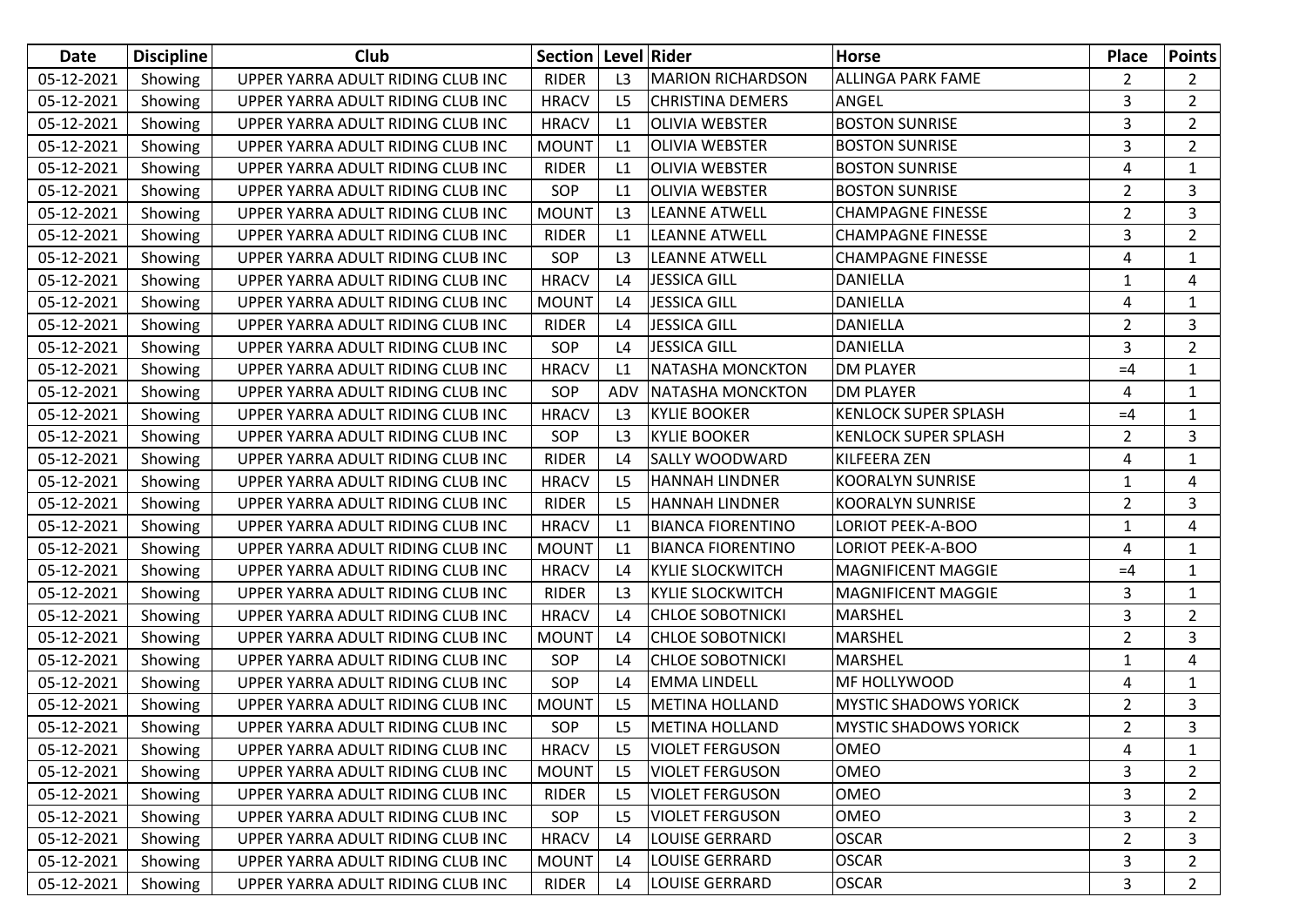| Date | Discipline | Club | Section | Level | Rider | Horse | Place | Points |
|---|---|---|---|---|---|---|---|---|
| 05-12-2021 | Showing | UPPER YARRA ADULT RIDING CLUB INC | RIDER | L3 | MARION RICHARDSON | ALLINGA PARK FAME | 2 | 2 |
| 05-12-2021 | Showing | UPPER YARRA ADULT RIDING CLUB INC | HRACV | L5 | CHRISTINA DEMERS | ANGEL | 3 | 2 |
| 05-12-2021 | Showing | UPPER YARRA ADULT RIDING CLUB INC | HRACV | L1 | OLIVIA WEBSTER | BOSTON SUNRISE | 3 | 2 |
| 05-12-2021 | Showing | UPPER YARRA ADULT RIDING CLUB INC | MOUNT | L1 | OLIVIA WEBSTER | BOSTON SUNRISE | 3 | 2 |
| 05-12-2021 | Showing | UPPER YARRA ADULT RIDING CLUB INC | RIDER | L1 | OLIVIA WEBSTER | BOSTON SUNRISE | 4 | 1 |
| 05-12-2021 | Showing | UPPER YARRA ADULT RIDING CLUB INC | SOP | L1 | OLIVIA WEBSTER | BOSTON SUNRISE | 2 | 3 |
| 05-12-2021 | Showing | UPPER YARRA ADULT RIDING CLUB INC | MOUNT | L3 | LEANNE ATWELL | CHAMPAGNE FINESSE | 2 | 3 |
| 05-12-2021 | Showing | UPPER YARRA ADULT RIDING CLUB INC | RIDER | L1 | LEANNE ATWELL | CHAMPAGNE FINESSE | 3 | 2 |
| 05-12-2021 | Showing | UPPER YARRA ADULT RIDING CLUB INC | SOP | L3 | LEANNE ATWELL | CHAMPAGNE FINESSE | 4 | 1 |
| 05-12-2021 | Showing | UPPER YARRA ADULT RIDING CLUB INC | HRACV | L4 | JESSICA GILL | DANIELLA | 1 | 4 |
| 05-12-2021 | Showing | UPPER YARRA ADULT RIDING CLUB INC | MOUNT | L4 | JESSICA GILL | DANIELLA | 4 | 1 |
| 05-12-2021 | Showing | UPPER YARRA ADULT RIDING CLUB INC | RIDER | L4 | JESSICA GILL | DANIELLA | 2 | 3 |
| 05-12-2021 | Showing | UPPER YARRA ADULT RIDING CLUB INC | SOP | L4 | JESSICA GILL | DANIELLA | 3 | 2 |
| 05-12-2021 | Showing | UPPER YARRA ADULT RIDING CLUB INC | HRACV | L1 | NATASHA MONCKTON | DM PLAYER | =4 | 1 |
| 05-12-2021 | Showing | UPPER YARRA ADULT RIDING CLUB INC | SOP | ADV | NATASHA MONCKTON | DM PLAYER | 4 | 1 |
| 05-12-2021 | Showing | UPPER YARRA ADULT RIDING CLUB INC | HRACV | L3 | KYLIE BOOKER | KENLOCK SUPER SPLASH | =4 | 1 |
| 05-12-2021 | Showing | UPPER YARRA ADULT RIDING CLUB INC | SOP | L3 | KYLIE BOOKER | KENLOCK SUPER SPLASH | 2 | 3 |
| 05-12-2021 | Showing | UPPER YARRA ADULT RIDING CLUB INC | RIDER | L4 | SALLY WOODWARD | KILFEERA ZEN | 4 | 1 |
| 05-12-2021 | Showing | UPPER YARRA ADULT RIDING CLUB INC | HRACV | L5 | HANNAH LINDNER | KOORALYN SUNRISE | 1 | 4 |
| 05-12-2021 | Showing | UPPER YARRA ADULT RIDING CLUB INC | RIDER | L5 | HANNAH LINDNER | KOORALYN SUNRISE | 2 | 3 |
| 05-12-2021 | Showing | UPPER YARRA ADULT RIDING CLUB INC | HRACV | L1 | BIANCA FIORENTINO | LORIOT PEEK-A-BOO | 1 | 4 |
| 05-12-2021 | Showing | UPPER YARRA ADULT RIDING CLUB INC | MOUNT | L1 | BIANCA FIORENTINO | LORIOT PEEK-A-BOO | 4 | 1 |
| 05-12-2021 | Showing | UPPER YARRA ADULT RIDING CLUB INC | HRACV | L4 | KYLIE SLOCKWITCH | MAGNIFICENT MAGGIE | =4 | 1 |
| 05-12-2021 | Showing | UPPER YARRA ADULT RIDING CLUB INC | RIDER | L3 | KYLIE SLOCKWITCH | MAGNIFICENT MAGGIE | 3 | 1 |
| 05-12-2021 | Showing | UPPER YARRA ADULT RIDING CLUB INC | HRACV | L4 | CHLOE SOBOTNICKI | MARSHEL | 3 | 2 |
| 05-12-2021 | Showing | UPPER YARRA ADULT RIDING CLUB INC | MOUNT | L4 | CHLOE SOBOTNICKI | MARSHEL | 2 | 3 |
| 05-12-2021 | Showing | UPPER YARRA ADULT RIDING CLUB INC | SOP | L4 | CHLOE SOBOTNICKI | MARSHEL | 1 | 4 |
| 05-12-2021 | Showing | UPPER YARRA ADULT RIDING CLUB INC | SOP | L4 | EMMA LINDELL | MF HOLLYWOOD | 4 | 1 |
| 05-12-2021 | Showing | UPPER YARRA ADULT RIDING CLUB INC | MOUNT | L5 | METINA HOLLAND | MYSTIC SHADOWS YORICK | 2 | 3 |
| 05-12-2021 | Showing | UPPER YARRA ADULT RIDING CLUB INC | SOP | L5 | METINA HOLLAND | MYSTIC SHADOWS YORICK | 2 | 3 |
| 05-12-2021 | Showing | UPPER YARRA ADULT RIDING CLUB INC | HRACV | L5 | VIOLET FERGUSON | OMEO | 4 | 1 |
| 05-12-2021 | Showing | UPPER YARRA ADULT RIDING CLUB INC | MOUNT | L5 | VIOLET FERGUSON | OMEO | 3 | 2 |
| 05-12-2021 | Showing | UPPER YARRA ADULT RIDING CLUB INC | RIDER | L5 | VIOLET FERGUSON | OMEO | 3 | 2 |
| 05-12-2021 | Showing | UPPER YARRA ADULT RIDING CLUB INC | SOP | L5 | VIOLET FERGUSON | OMEO | 3 | 2 |
| 05-12-2021 | Showing | UPPER YARRA ADULT RIDING CLUB INC | HRACV | L4 | LOUISE GERRARD | OSCAR | 2 | 3 |
| 05-12-2021 | Showing | UPPER YARRA ADULT RIDING CLUB INC | MOUNT | L4 | LOUISE GERRARD | OSCAR | 3 | 2 |
| 05-12-2021 | Showing | UPPER YARRA ADULT RIDING CLUB INC | RIDER | L4 | LOUISE GERRARD | OSCAR | 3 | 2 |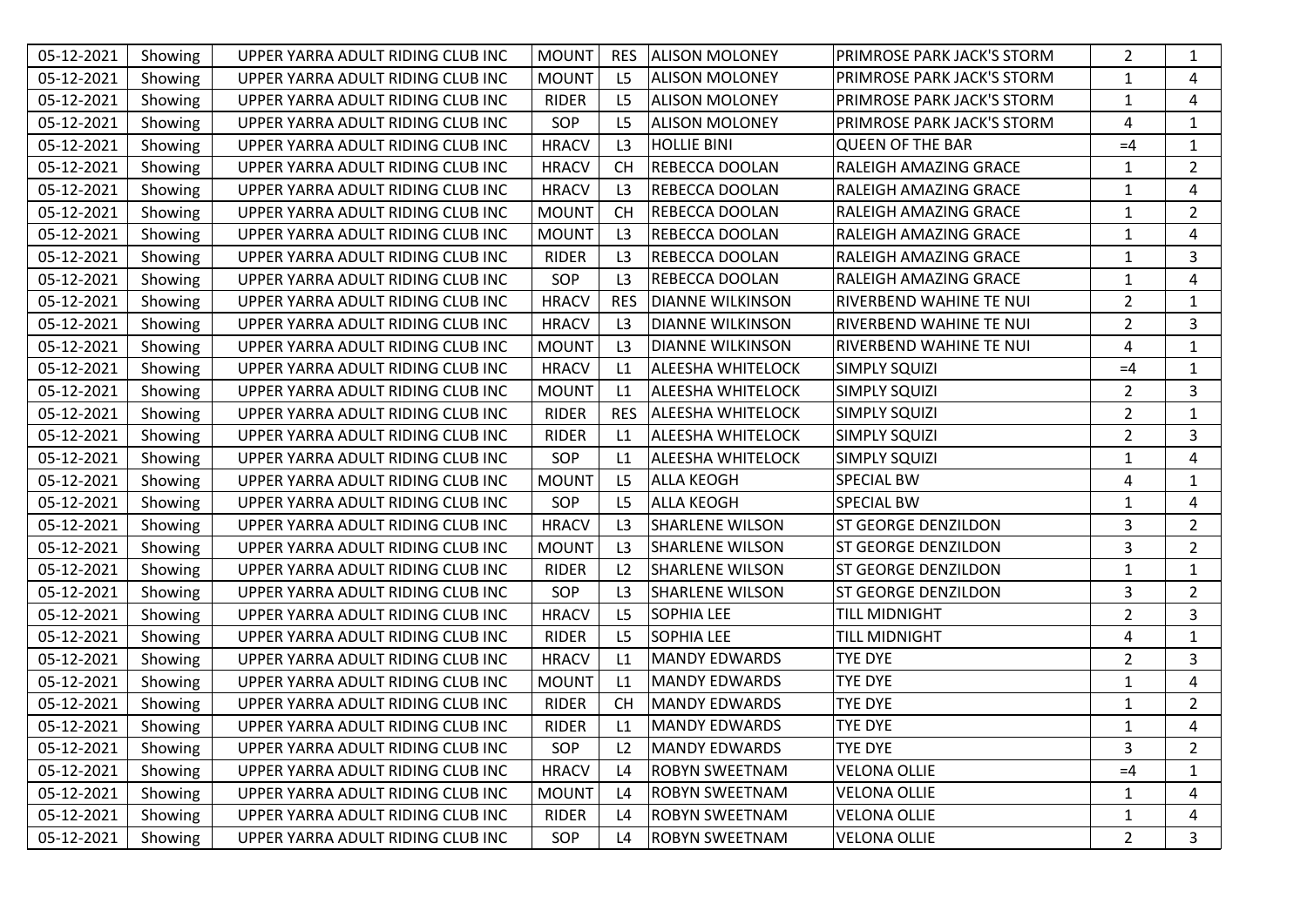| | | | | | | | | |
|---|---|---|---|---|---|---|---|---|
| 05-12-2021 | Showing | UPPER YARRA ADULT RIDING CLUB INC | MOUNT | RES | ALISON MOLONEY | PRIMROSE PARK JACK'S STORM | 2 | 1 |
| 05-12-2021 | Showing | UPPER YARRA ADULT RIDING CLUB INC | MOUNT | L5 | ALISON MOLONEY | PRIMROSE PARK JACK'S STORM | 1 | 4 |
| 05-12-2021 | Showing | UPPER YARRA ADULT RIDING CLUB INC | RIDER | L5 | ALISON MOLONEY | PRIMROSE PARK JACK'S STORM | 1 | 4 |
| 05-12-2021 | Showing | UPPER YARRA ADULT RIDING CLUB INC | SOP | L5 | ALISON MOLONEY | PRIMROSE PARK JACK'S STORM | 4 | 1 |
| 05-12-2021 | Showing | UPPER YARRA ADULT RIDING CLUB INC | HRACV | L3 | HOLLIE BINI | QUEEN OF THE BAR | =4 | 1 |
| 05-12-2021 | Showing | UPPER YARRA ADULT RIDING CLUB INC | HRACV | CH | REBECCA DOOLAN | RALEIGH AMAZING GRACE | 1 | 2 |
| 05-12-2021 | Showing | UPPER YARRA ADULT RIDING CLUB INC | HRACV | L3 | REBECCA DOOLAN | RALEIGH AMAZING GRACE | 1 | 4 |
| 05-12-2021 | Showing | UPPER YARRA ADULT RIDING CLUB INC | MOUNT | CH | REBECCA DOOLAN | RALEIGH AMAZING GRACE | 1 | 2 |
| 05-12-2021 | Showing | UPPER YARRA ADULT RIDING CLUB INC | MOUNT | L3 | REBECCA DOOLAN | RALEIGH AMAZING GRACE | 1 | 4 |
| 05-12-2021 | Showing | UPPER YARRA ADULT RIDING CLUB INC | RIDER | L3 | REBECCA DOOLAN | RALEIGH AMAZING GRACE | 1 | 3 |
| 05-12-2021 | Showing | UPPER YARRA ADULT RIDING CLUB INC | SOP | L3 | REBECCA DOOLAN | RALEIGH AMAZING GRACE | 1 | 4 |
| 05-12-2021 | Showing | UPPER YARRA ADULT RIDING CLUB INC | HRACV | RES | DIANNE WILKINSON | RIVERBEND WAHINE TE NUI | 2 | 1 |
| 05-12-2021 | Showing | UPPER YARRA ADULT RIDING CLUB INC | HRACV | L3 | DIANNE WILKINSON | RIVERBEND WAHINE TE NUI | 2 | 3 |
| 05-12-2021 | Showing | UPPER YARRA ADULT RIDING CLUB INC | MOUNT | L3 | DIANNE WILKINSON | RIVERBEND WAHINE TE NUI | 4 | 1 |
| 05-12-2021 | Showing | UPPER YARRA ADULT RIDING CLUB INC | HRACV | L1 | ALEESHA WHITELOCK | SIMPLY SQUIZI | =4 | 1 |
| 05-12-2021 | Showing | UPPER YARRA ADULT RIDING CLUB INC | MOUNT | L1 | ALEESHA WHITELOCK | SIMPLY SQUIZI | 2 | 3 |
| 05-12-2021 | Showing | UPPER YARRA ADULT RIDING CLUB INC | RIDER | RES | ALEESHA WHITELOCK | SIMPLY SQUIZI | 2 | 1 |
| 05-12-2021 | Showing | UPPER YARRA ADULT RIDING CLUB INC | RIDER | L1 | ALEESHA WHITELOCK | SIMPLY SQUIZI | 2 | 3 |
| 05-12-2021 | Showing | UPPER YARRA ADULT RIDING CLUB INC | SOP | L1 | ALEESHA WHITELOCK | SIMPLY SQUIZI | 1 | 4 |
| 05-12-2021 | Showing | UPPER YARRA ADULT RIDING CLUB INC | MOUNT | L5 | ALLA KEOGH | SPECIAL BW | 4 | 1 |
| 05-12-2021 | Showing | UPPER YARRA ADULT RIDING CLUB INC | SOP | L5 | ALLA KEOGH | SPECIAL BW | 1 | 4 |
| 05-12-2021 | Showing | UPPER YARRA ADULT RIDING CLUB INC | HRACV | L3 | SHARLENE WILSON | ST GEORGE DENZILDON | 3 | 2 |
| 05-12-2021 | Showing | UPPER YARRA ADULT RIDING CLUB INC | MOUNT | L3 | SHARLENE WILSON | ST GEORGE DENZILDON | 3 | 2 |
| 05-12-2021 | Showing | UPPER YARRA ADULT RIDING CLUB INC | RIDER | L2 | SHARLENE WILSON | ST GEORGE DENZILDON | 1 | 1 |
| 05-12-2021 | Showing | UPPER YARRA ADULT RIDING CLUB INC | SOP | L3 | SHARLENE WILSON | ST GEORGE DENZILDON | 3 | 2 |
| 05-12-2021 | Showing | UPPER YARRA ADULT RIDING CLUB INC | HRACV | L5 | SOPHIA LEE | TILL MIDNIGHT | 2 | 3 |
| 05-12-2021 | Showing | UPPER YARRA ADULT RIDING CLUB INC | RIDER | L5 | SOPHIA LEE | TILL MIDNIGHT | 4 | 1 |
| 05-12-2021 | Showing | UPPER YARRA ADULT RIDING CLUB INC | HRACV | L1 | MANDY EDWARDS | TYE DYE | 2 | 3 |
| 05-12-2021 | Showing | UPPER YARRA ADULT RIDING CLUB INC | MOUNT | L1 | MANDY EDWARDS | TYE DYE | 1 | 4 |
| 05-12-2021 | Showing | UPPER YARRA ADULT RIDING CLUB INC | RIDER | CH | MANDY EDWARDS | TYE DYE | 1 | 2 |
| 05-12-2021 | Showing | UPPER YARRA ADULT RIDING CLUB INC | RIDER | L1 | MANDY EDWARDS | TYE DYE | 1 | 4 |
| 05-12-2021 | Showing | UPPER YARRA ADULT RIDING CLUB INC | SOP | L2 | MANDY EDWARDS | TYE DYE | 3 | 2 |
| 05-12-2021 | Showing | UPPER YARRA ADULT RIDING CLUB INC | HRACV | L4 | ROBYN SWEETNAM | VELONA OLLIE | =4 | 1 |
| 05-12-2021 | Showing | UPPER YARRA ADULT RIDING CLUB INC | MOUNT | L4 | ROBYN SWEETNAM | VELONA OLLIE | 1 | 4 |
| 05-12-2021 | Showing | UPPER YARRA ADULT RIDING CLUB INC | RIDER | L4 | ROBYN SWEETNAM | VELONA OLLIE | 1 | 4 |
| 05-12-2021 | Showing | UPPER YARRA ADULT RIDING CLUB INC | SOP | L4 | ROBYN SWEETNAM | VELONA OLLIE | 2 | 3 |